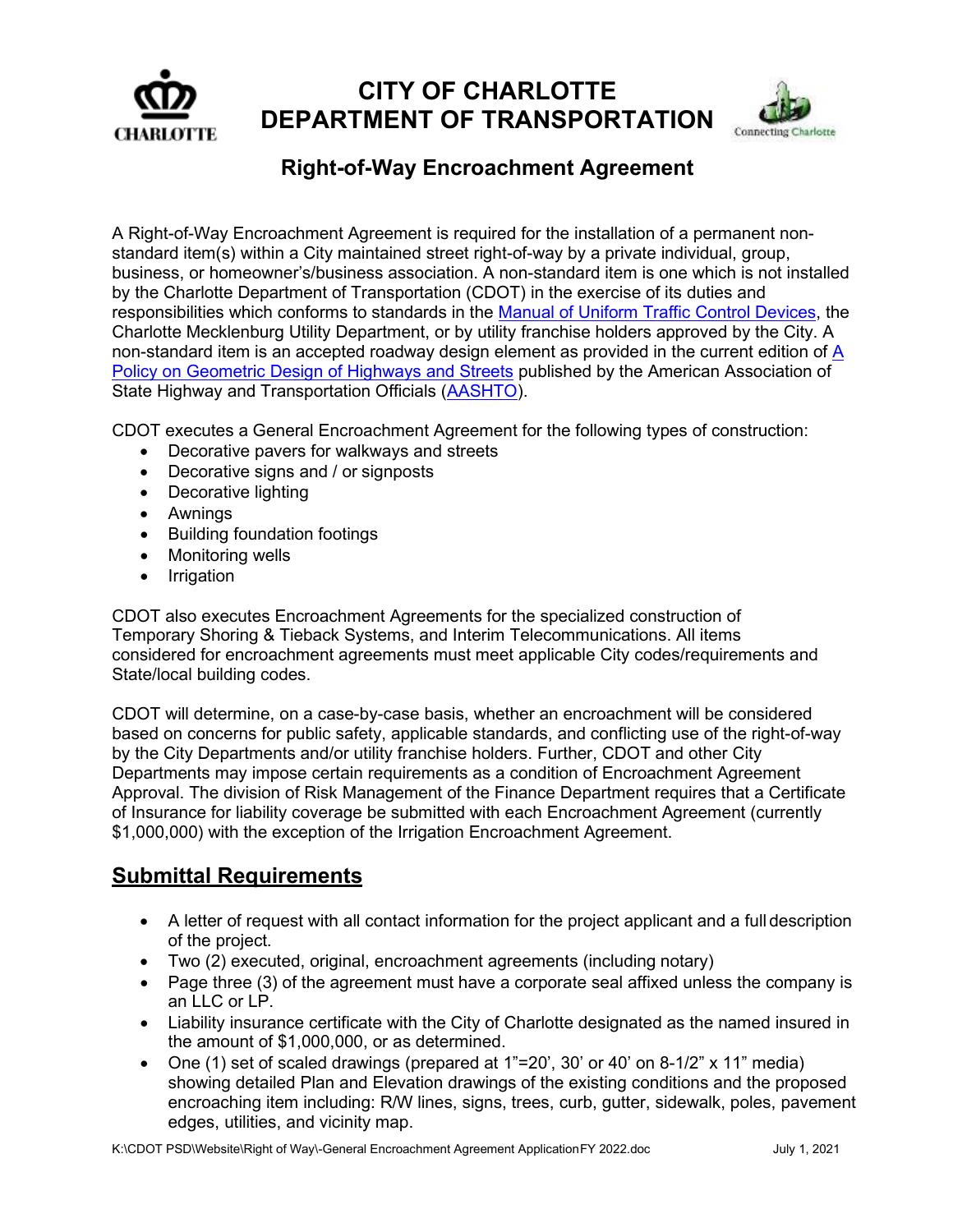# CITY OF CHARLOTTE DEPARTMENT OF TRANSPORTATION

## Right-of-Way Encroachment Agreement

A Right-of-Way Encroachment Agreement is required for the installation of a permanent non-standard item(s) within a City maintained street right-of-way by a private individual, group, business, or homeowner's/business association. A non-standard item is one which is not installed by the Charlotte Department of Transportation (CDOT) in the exercise of its duties and responsibilities which conforms to standards in the Manual of Uniform Traffic Control Devices, the Charlotte Mecklenburg Utility Department, or by utility franchise holders approved by the City. A non-standard item is an accepted roadway design element as provided in the current edition of A Policy on Geometric Design of Highways and Streets published by the American Association of State Highway and Transportation Officials (AASHTO).

CDOT executes a General Encroachment Agreement for the following types of construction:

- Decorative pavers for walkways and streets
- Decorative signs and / or signposts
- Decorative lighting
- Awnings
- Building foundation footings
- Monitoring wells
- Irrigation

CDOT also executes Encroachment Agreements for the specialized construction of Temporary Shoring & Tieback Systems, and Interim Telecommunications. All items considered for encroachment agreements must meet applicable City codes/requirements and State/local building codes.

CDOT will determine, on a case-by-case basis, whether an encroachment will be considered based on concerns for public safety, applicable standards, and conflicting use of the right-of-way by the City Departments and/or utility franchise holders. Further, CDOT and other City Departments may impose certain requirements as a condition of Encroachment Agreement Approval. The division of Risk Management of the Finance Department requires that a Certificate of Insurance for liability coverage be submitted with each Encroachment Agreement (currently $1,000,000) with the exception of the Irrigation Encroachment Agreement.

## Submittal Requirements

- A letter of request with all contact information for the project applicant and a full description of the project.
- Two (2) executed, original, encroachment agreements (including notary)
- Page three (3) of the agreement must have a corporate seal affixed unless the company is an LLC or LP.
- Liability insurance certificate with the City of Charlotte designated as the named insured in the amount of $1,000,000, or as determined.
- One (1) set of scaled drawings (prepared at 1"=20', 30' or 40' on 8-1/2" x 11" media) showing detailed Plan and Elevation drawings of the existing conditions and the proposed encroaching item including: R/W lines, signs, trees, curb, gutter, sidewalk, poles, pavement edges, utilities, and vicinity map.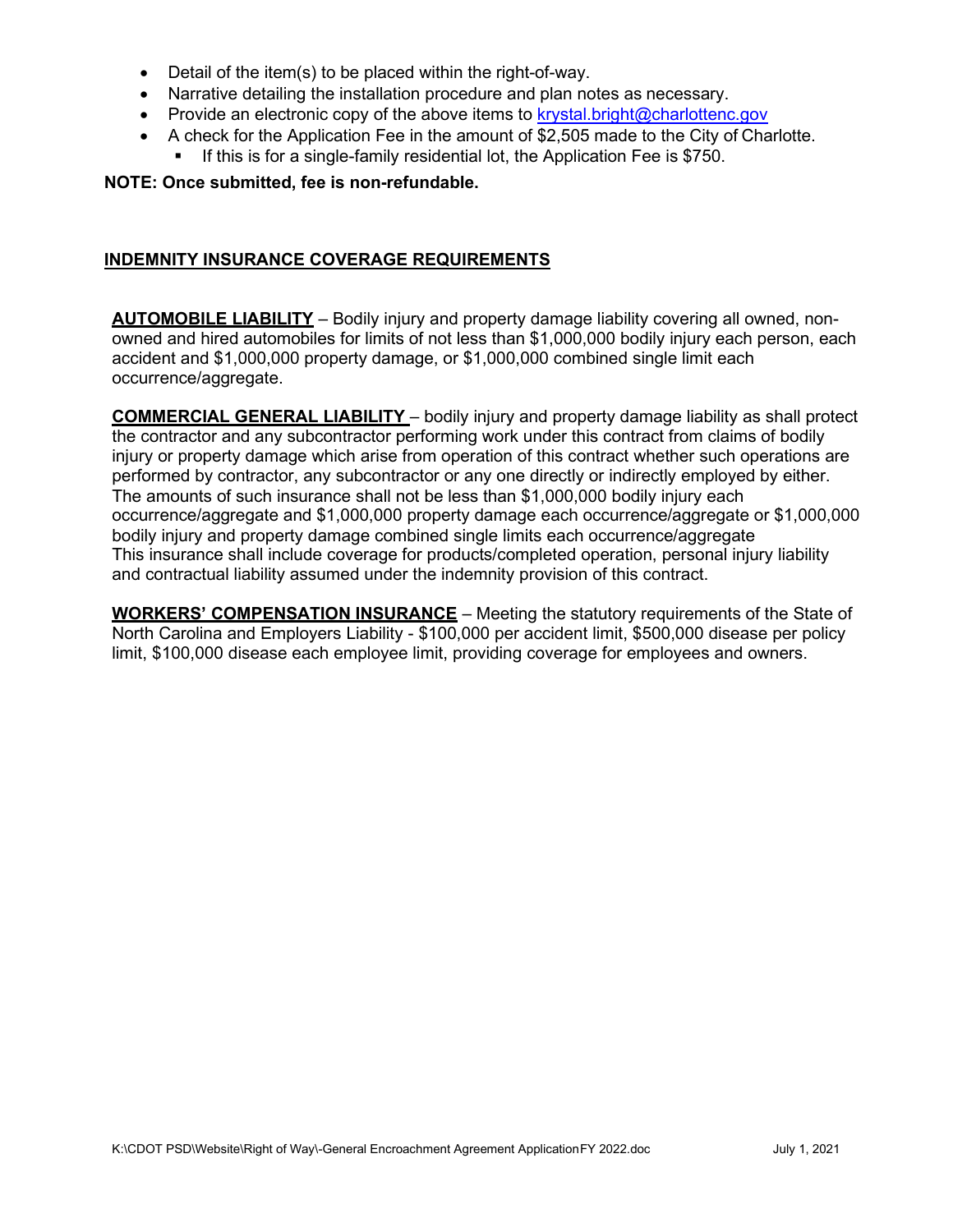- Detail of the item(s) to be placed within the right-of-way.
- Narrative detailing the installation procedure and plan notes as necessary.
- Provide an electronic copy of the above items to krystal.bright@charlottenc.gov
- A check for the Application Fee in the amount of $2,505 made to the City of Charlotte.
  - If this is for a single-family residential lot, the Application Fee is $750.

**NOTE: Once submitted, fee is non-refundable.**

## INDEMNITY INSURANCE COVERAGE REQUIREMENTS

**AUTOMOBILE LIABILITY** – Bodily injury and property damage liability covering all owned, non-owned and hired automobiles for limits of not less than $1,000,000 bodily injury each person, each accident and $1,000,000 property damage, or $1,000,000 combined single limit each occurrence/aggregate.

**COMMERCIAL GENERAL LIABILITY** – bodily injury and property damage liability as shall protect the contractor and any subcontractor performing work under this contract from claims of bodily injury or property damage which arise from operation of this contract whether such operations are performed by contractor, any subcontractor or any one directly or indirectly employed by either. The amounts of such insurance shall not be less than $1,000,000 bodily injury each occurrence/aggregate and $1,000,000 property damage each occurrence/aggregate or $1,000,000 bodily injury and property damage combined single limits each occurrence/aggregate This insurance shall include coverage for products/completed operation, personal injury liability and contractual liability assumed under the indemnity provision of this contract.

**WORKERS' COMPENSATION INSURANCE** – Meeting the statutory requirements of the State of North Carolina and Employers Liability - $100,000 per accident limit, $500,000 disease per policy limit, $100,000 disease each employee limit, providing coverage for employees and owners.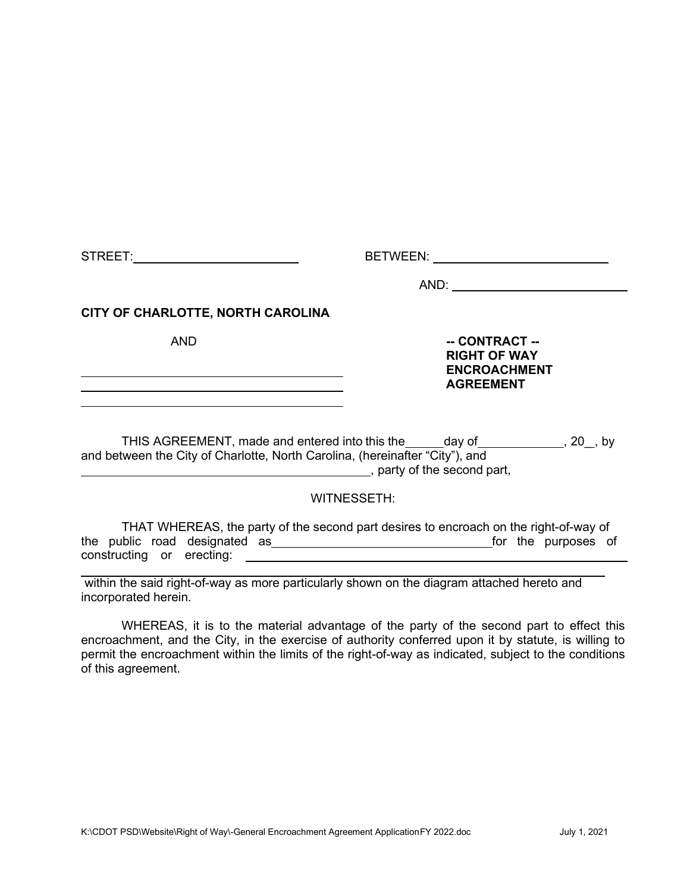STREET: ______________________ BETWEEN: ______________________

AND: ______________________

**CITY OF CHARLOTTE, NORTH CAROLINA**

AND

______________________________________

______________________________________

______________________________________

**-- CONTRACT --**
**RIGHT OF WAY**
**ENCROACHMENT**
**AGREEMENT**

THIS AGREEMENT, made and entered into this the_____day of____________, 20__, by and between the City of Charlotte, North Carolina, (hereinafter "City"), and ________________________________________, party of the second part,

WITNESSETH:

THAT WHEREAS, the party of the second part desires to encroach on the right-of-way of the public road designated as______________________________for the purposes of constructing or erecting: ______________________________________________________

______________________________________________________________________ within the said right-of-way as more particularly shown on the diagram attached hereto and incorporated herein.

WHEREAS, it is to the material advantage of the party of the second part to effect this encroachment, and the City, in the exercise of authority conferred upon it by statute, is willing to permit the encroachment within the limits of the right-of-way as indicated, subject to the conditions of this agreement.

K:\CDOT PSD\Website\Right of Way\-General Encroachment Agreement ApplicationFY 2022.doc July 1, 2021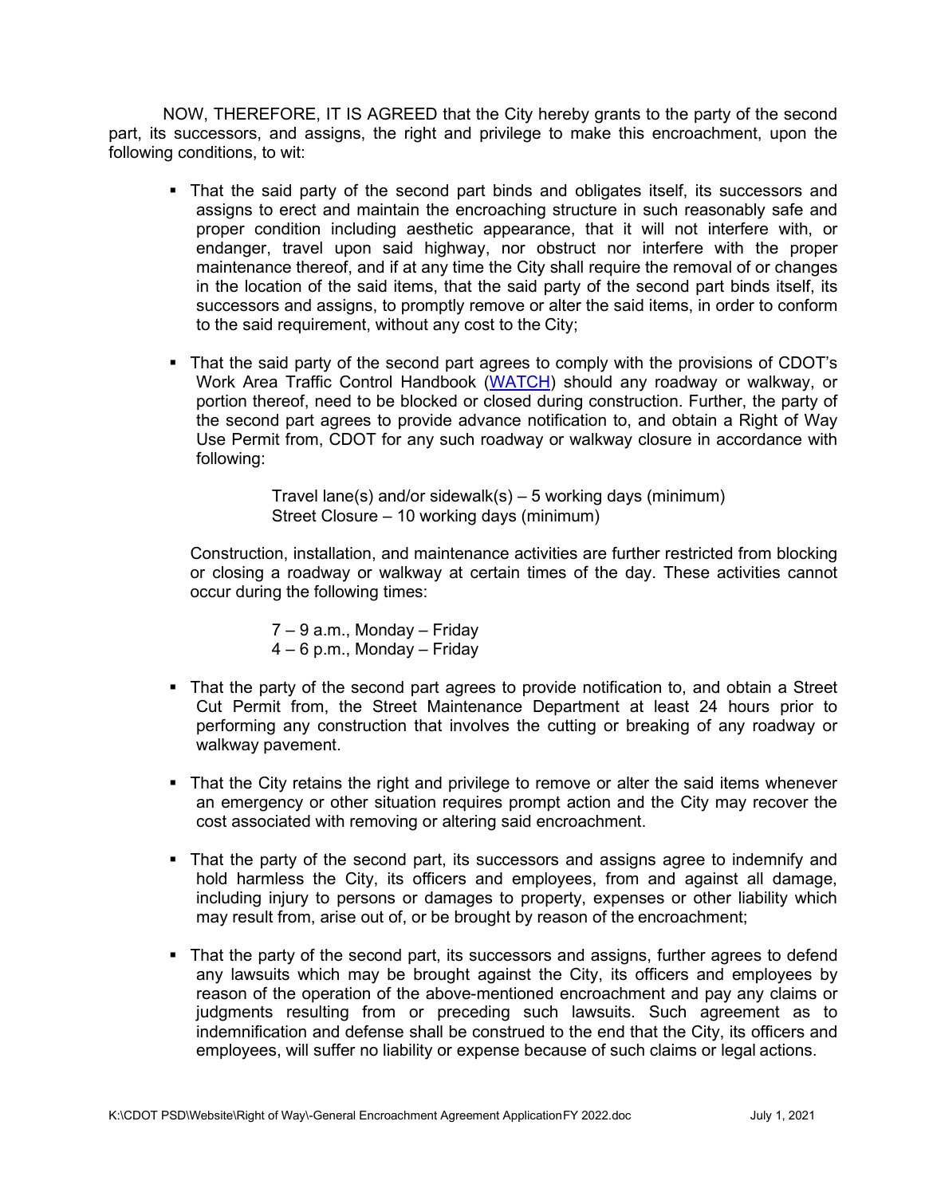NOW, THEREFORE, IT IS AGREED that the City hereby grants to the party of the second part, its successors, and assigns, the right and privilege to make this encroachment, upon the following conditions, to wit:

- That the said party of the second part binds and obligates itself, its successors and assigns to erect and maintain the encroaching structure in such reasonably safe and proper condition including aesthetic appearance, that it will not interfere with, or endanger, travel upon said highway, nor obstruct nor interfere with the proper maintenance thereof, and if at any time the City shall require the removal of or changes in the location of the said items, that the said party of the second part binds itself, its successors and assigns, to promptly remove or alter the said items, in order to conform to the said requirement, without any cost to the City;

- That the said party of the second part agrees to comply with the provisions of CDOT's Work Area Traffic Control Handbook (WATCH) should any roadway or walkway, or portion thereof, need to be blocked or closed during construction. Further, the party of the second part agrees to provide advance notification to, and obtain a Right of Way Use Permit from, CDOT for any such roadway or walkway closure in accordance with following:

  Travel lane(s) and/or sidewalk(s) – 5 working days (minimum)
  Street Closure – 10 working days (minimum)

  Construction, installation, and maintenance activities are further restricted from blocking or closing a roadway or walkway at certain times of the day. These activities cannot occur during the following times:

  7 – 9 a.m., Monday – Friday
  4 – 6 p.m., Monday – Friday

- That the party of the second part agrees to provide notification to, and obtain a Street Cut Permit from, the Street Maintenance Department at least 24 hours prior to performing any construction that involves the cutting or breaking of any roadway or walkway pavement.

- That the City retains the right and privilege to remove or alter the said items whenever an emergency or other situation requires prompt action and the City may recover the cost associated with removing or altering said encroachment.

- That the party of the second part, its successors and assigns agree to indemnify and hold harmless the City, its officers and employees, from and against all damage, including injury to persons or damages to property, expenses or other liability which may result from, arise out of, or be brought by reason of the encroachment;

- That the party of the second part, its successors and assigns, further agrees to defend any lawsuits which may be brought against the City, its officers and employees by reason of the operation of the above-mentioned encroachment and pay any claims or judgments resulting from or preceding such lawsuits. Such agreement as to indemnification and defense shall be construed to the end that the City, its officers and employees, will suffer no liability or expense because of such claims or legal actions.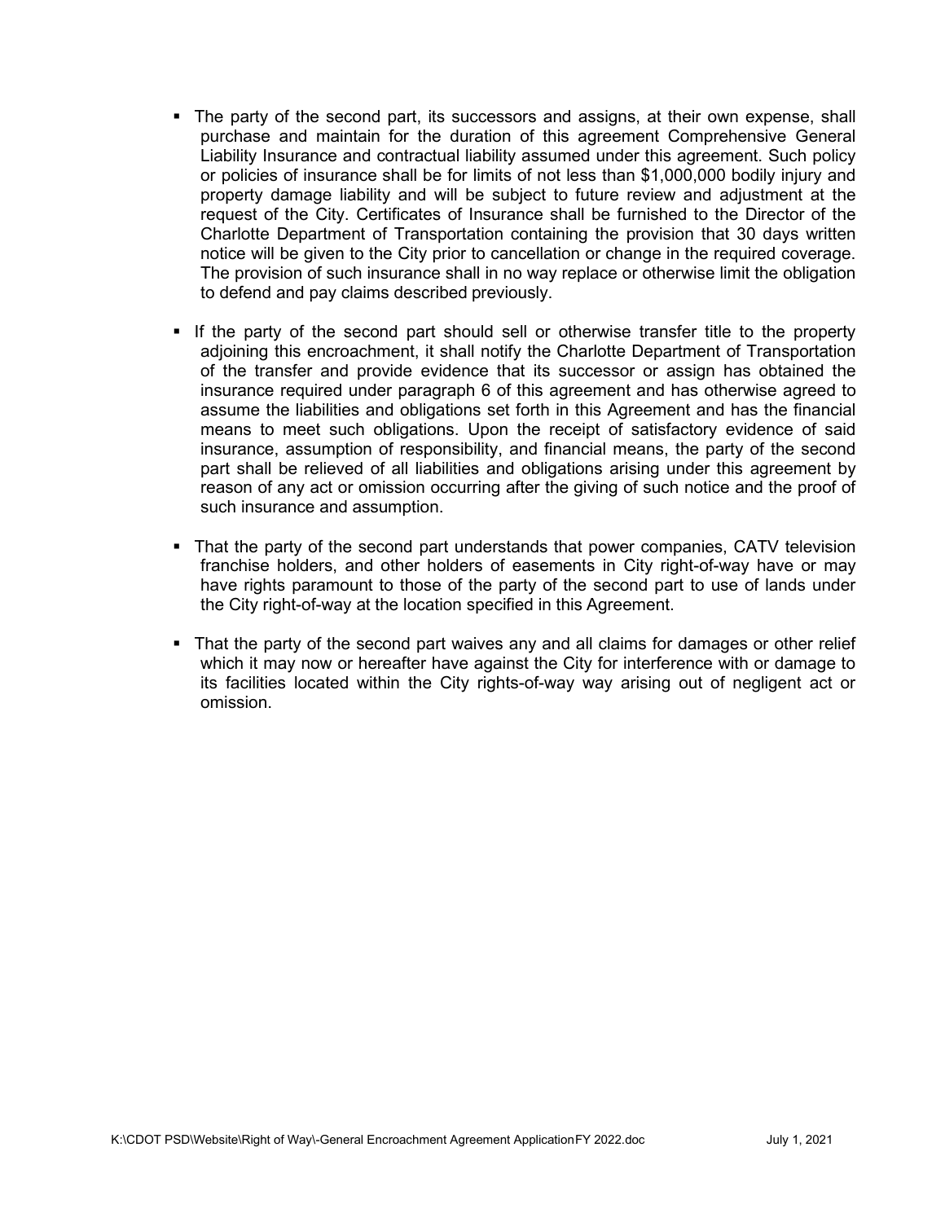- The party of the second part, its successors and assigns, at their own expense, shall purchase and maintain for the duration of this agreement Comprehensive General Liability Insurance and contractual liability assumed under this agreement. Such policy or policies of insurance shall be for limits of not less than $1,000,000 bodily injury and property damage liability and will be subject to future review and adjustment at the request of the City. Certificates of Insurance shall be furnished to the Director of the Charlotte Department of Transportation containing the provision that 30 days written notice will be given to the City prior to cancellation or change in the required coverage. The provision of such insurance shall in no way replace or otherwise limit the obligation to defend and pay claims described previously.

- If the party of the second part should sell or otherwise transfer title to the property adjoining this encroachment, it shall notify the Charlotte Department of Transportation of the transfer and provide evidence that its successor or assign has obtained the insurance required under paragraph 6 of this agreement and has otherwise agreed to assume the liabilities and obligations set forth in this Agreement and has the financial means to meet such obligations. Upon the receipt of satisfactory evidence of said insurance, assumption of responsibility, and financial means, the party of the second part shall be relieved of all liabilities and obligations arising under this agreement by reason of any act or omission occurring after the giving of such notice and the proof of such insurance and assumption.

- That the party of the second part understands that power companies, CATV television franchise holders, and other holders of easements in City right-of-way have or may have rights paramount to those of the party of the second part to use of lands under the City right-of-way at the location specified in this Agreement.

- That the party of the second part waives any and all claims for damages or other relief which it may now or hereafter have against the City for interference with or damage to its facilities located within the City rights-of-way way arising out of negligent act or omission.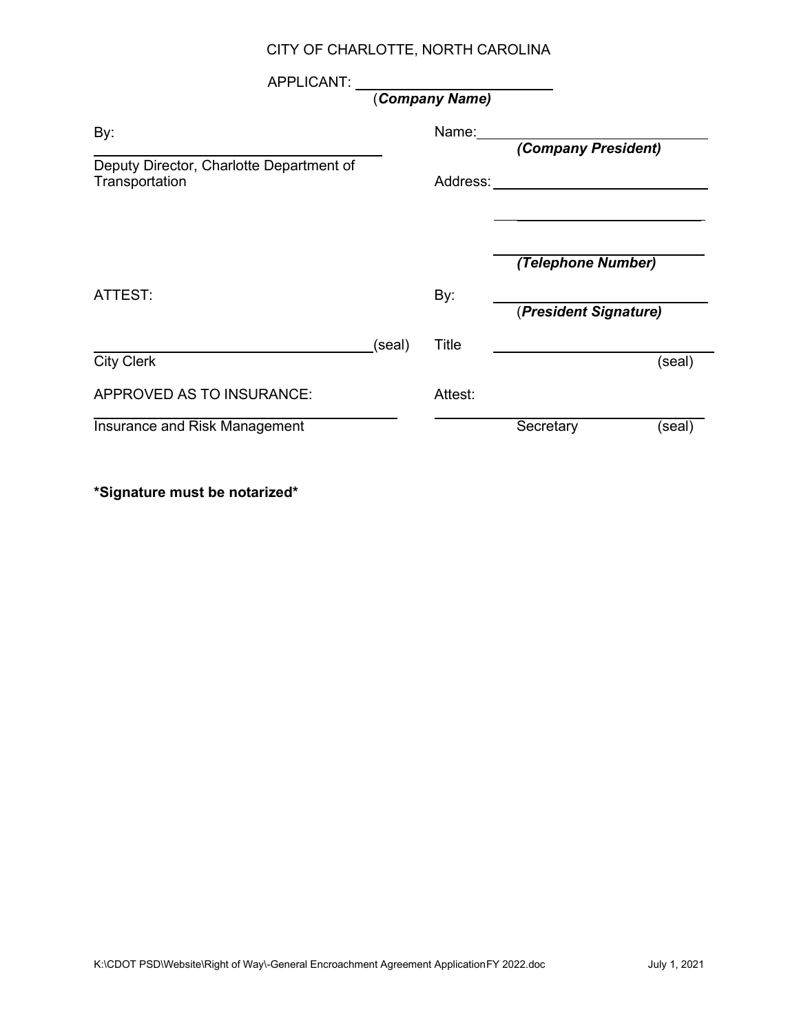CITY OF CHARLOTTE, NORTH CAROLINA

APPLICANT: ________________________
(***Company Name)***

| | |
|---|---|
| By: | Name: ____________________ |
| ______________________________ | ***(Company President)*** |
| Deputy Director, Charlotte Department of Transportation | Address: ____________________ |
| | ____________________ |
| | ____________________ |
| | ***(Telephone Number)*** |
| ATTEST: | By: ____________________ |
| | (***President Signature)*** |
| ______________________________ (seal) | Title ____________________ |
| City Clerk | (seal) |
| APPROVED AS TO INSURANCE: | Attest: |
| ______________________________ | ____________________ |
| Insurance and Risk Management | Secretary (seal) |

**\*Signature must be notarized\***

K:\CDOT PSD\Website\Right of Way\-General Encroachment Agreement ApplicationFY 2022.doc July 1, 2021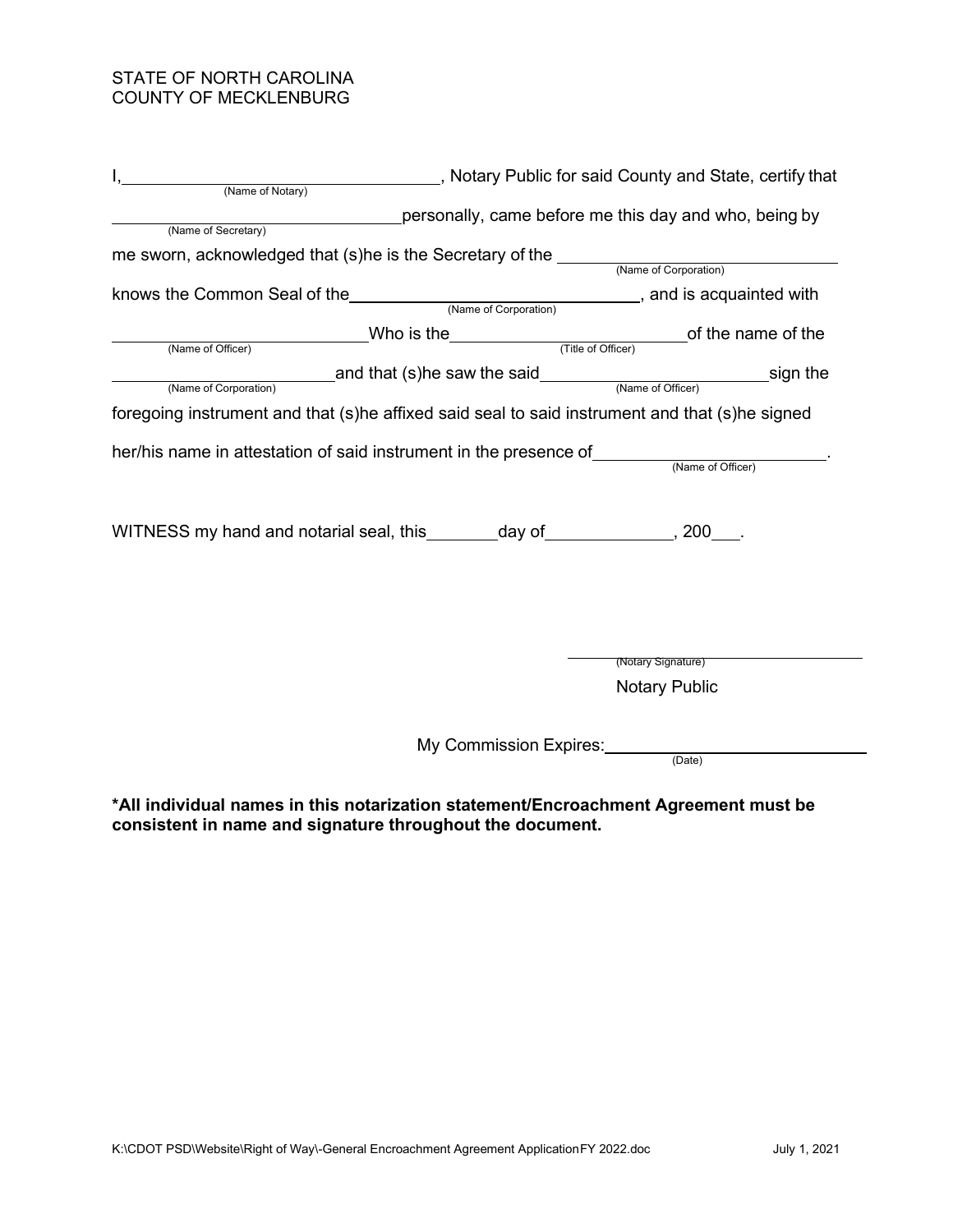STATE OF NORTH CAROLINA
COUNTY OF MECKLENBURG

I,\_\_\_\_\_\_\_\_\_\_\_\_\_\_\_\_\_\_\_\_\_\_\_\_\_\_\_\_\_\_\_\_\_\_\_\_, Notary Public for said County and State, certify that
(Name of Notary)

\_\_\_\_\_\_\_\_\_\_\_\_\_\_\_\_\_\_\_\_\_\_\_\_\_\_\_\_\_\_\_\_\_\_\_\_personally, came before me this day and who, being by
(Name of Secretary)

me sworn, acknowledged that (s)he is the Secretary of the \_\_\_\_\_\_\_\_\_\_\_\_\_\_\_\_\_\_\_\_\_\_\_\_\_\_\_\_\_\_\_\_
(Name of Corporation)

knows the Common Seal of the\_\_\_\_\_\_\_\_\_\_\_\_\_\_\_\_\_\_\_\_\_\_\_\_\_\_\_\_\_\_\_\_\_\_, and is acquainted with
(Name of Corporation)

\_\_\_\_\_\_\_\_\_\_\_\_\_\_\_\_\_\_\_\_\_\_\_\_\_\_\_\_\_\_Who is the\_\_\_\_\_\_\_\_\_\_\_\_\_\_\_\_\_\_\_\_\_\_\_\_\_\_\_\_\_\_of the name of the
(Name of Officer) (Title of Officer)

\_\_\_\_\_\_\_\_\_\_\_\_\_\_\_\_\_\_\_\_\_\_\_\_\_\_and that (s)he saw the said\_\_\_\_\_\_\_\_\_\_\_\_\_\_\_\_\_\_\_\_\_\_\_\_\_\_\_\_\_sign the
(Name of Corporation) (Name of Officer)

foregoing instrument and that (s)he affixed said seal to said instrument and that (s)he signed

her/his name in attestation of said instrument in the presence of\_\_\_\_\_\_\_\_\_\_\_\_\_\_\_\_\_\_\_\_\_\_\_\_\_\_\_\_.
(Name of Officer)

WITNESS my hand and notarial seal, this\_\_\_\_\_\_\_\_day of\_\_\_\_\_\_\_\_\_\_\_\_\_\_, 200\_\_\_.

\_\_\_\_\_\_\_\_\_\_\_\_\_\_\_\_\_\_\_\_\_\_\_\_\_\_\_\_\_\_\_\_\_\_\_\_
(Notary Signature)
Notary Public

My Commission Expires:\_\_\_\_\_\_\_\_\_\_\_\_\_\_\_\_\_\_\_\_\_\_\_\_\_\_\_\_\_\_\_\_
(Date)

**\*All individual names in this notarization statement/Encroachment Agreement must be consistent in name and signature throughout the document.**

K:\CDOT PSD\Website\Right of Way\-General Encroachment Agreement ApplicationFY 2022.doc July 1, 2021